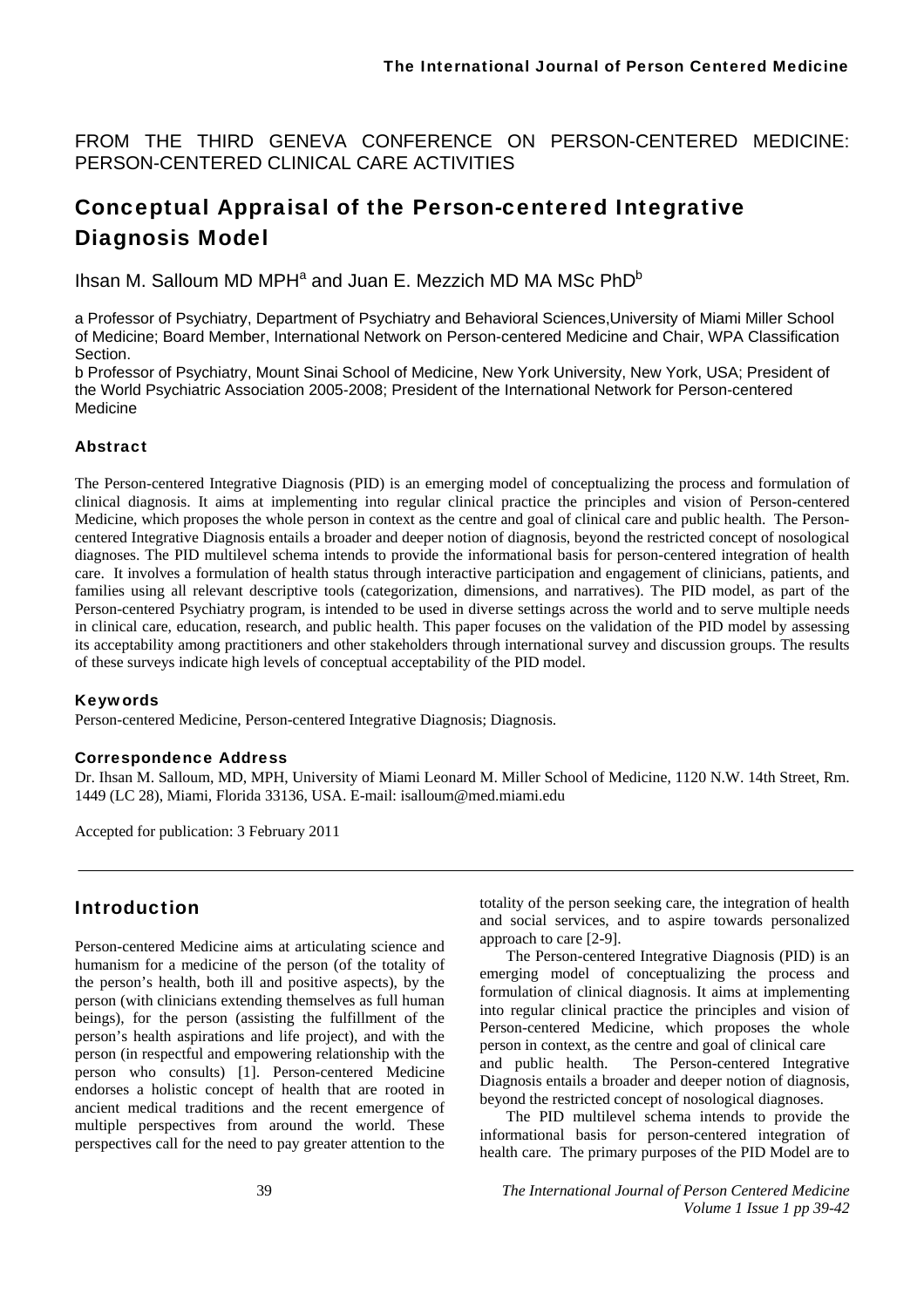FROM THE THIRD GENEVA CONFERENCE ON PERSON-CENTERED MEDICINE: PERSON-CENTERED CLINICAL CARE ACTIVITIES

# Conceptual Appraisal of the Person-centered Integrative Diagnosis Model

Ihsan M. Salloum MD MPH[a] and Juan E. Mezzich MD MA MSc PhD[b]

a Professor of Psychiatry, Department of Psychiatry and Behavioral Sciences,University of Miami Miller School of Medicine; Board Member, International Network on Person-centered Medicine and Chair, WPA Classification Section.

b Professor of Psychiatry, Mount Sinai School of Medicine, New York University, New York, USA; President of the World Psychiatric Association 2005-2008; President of the International Network for Person-centered Medicine

### Abstract

The Person-centered Integrative Diagnosis (PID) is an emerging model of conceptualizing the process and formulation of clinical diagnosis. It aims at implementing into regular clinical practice the principles and vision of Person-centered Medicine, which proposes the whole person in context as the centre and goal of clinical care and public health. The Person-centered Integrative Diagnosis entails a broader and deeper notion of diagnosis, beyond the restricted concept of nosological diagnoses. The PID multilevel schema intends to provide the informational basis for person-centered integration of health care. It involves a formulation of health status through interactive participation and engagement of clinicians, patients, and families using all relevant descriptive tools (categorization, dimensions, and narratives). The PID model, as part of the Person-centered Psychiatry program, is intended to be used in diverse settings across the world and to serve multiple needs in clinical care, education, research, and public health. This paper focuses on the validation of the PID model by assessing its acceptability among practitioners and other stakeholders through international survey and discussion groups. The results of these surveys indicate high levels of conceptual acceptability of the PID model.

### Keywords

Person-centered Medicine, Person-centered Integrative Diagnosis; Diagnosis.

### Correspondence Address

Dr. Ihsan M. Salloum, MD, MPH, University of Miami Leonard M. Miller School of Medicine, 1120 N.W. 14th Street, Rm. 1449 (LC 28), Miami, Florida 33136, USA. E-mail: isalloum@med.miami.edu

Accepted for publication: 3 February 2011

## Introduction

Person-centered Medicine aims at articulating science and humanism for a medicine of the person (of the totality of the person's health, both ill and positive aspects), by the person (with clinicians extending themselves as full human beings), for the person (assisting the fulfillment of the person's health aspirations and life project), and with the person (in respectful and empowering relationship with the person who consults) [1]. Person-centered Medicine endorses a holistic concept of health that are rooted in ancient medical traditions and the recent emergence of multiple perspectives from around the world. These perspectives call for the need to pay greater attention to the totality of the person seeking care, the integration of health and social services, and to aspire towards personalized approach to care [2-9].

The Person-centered Integrative Diagnosis (PID) is an emerging model of conceptualizing the process and formulation of clinical diagnosis. It aims at implementing into regular clinical practice the principles and vision of Person-centered Medicine, which proposes the whole person in context, as the centre and goal of clinical care and public health. The Person-centered Integrative Diagnosis entails a broader and deeper notion of diagnosis, beyond the restricted concept of nosological diagnoses.

The PID multilevel schema intends to provide the informational basis for person-centered integration of health care. The primary purposes of the PID Model are to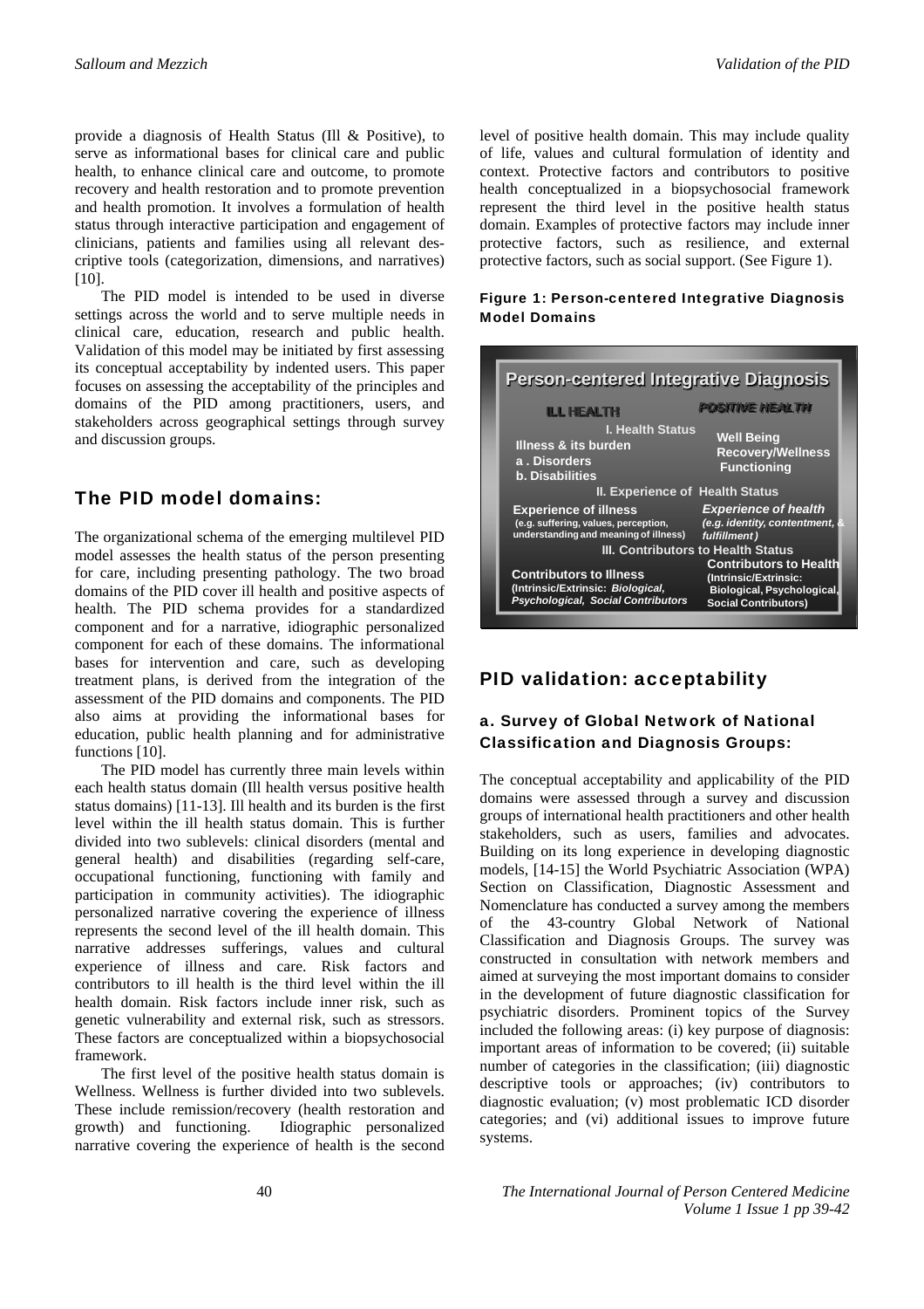provide a diagnosis of Health Status (Ill & Positive), to serve as informational bases for clinical care and public health, to enhance clinical care and outcome, to promote recovery and health restoration and to promote prevention and health promotion. It involves a formulation of health status through interactive participation and engagement of clinicians, patients and families using all relevant descriptive tools (categorization, dimensions, and narratives) [10].

The PID model is intended to be used in diverse settings across the world and to serve multiple needs in clinical care, education, research and public health. Validation of this model may be initiated by first assessing its conceptual acceptability by indented users. This paper focuses on assessing the acceptability of the principles and domains of the PID among practitioners, users, and stakeholders across geographical settings through survey and discussion groups.

## The PID model domains:

The organizational schema of the emerging multilevel PID model assesses the health status of the person presenting for care, including presenting pathology. The two broad domains of the PID cover ill health and positive aspects of health. The PID schema provides for a standardized component and for a narrative, idiographic personalized component for each of these domains. The informational bases for intervention and care, such as developing treatment plans, is derived from the integration of the assessment of the PID domains and components. The PID also aims at providing the informational bases for education, public health planning and for administrative functions [10].

The PID model has currently three main levels within each health status domain (Ill health versus positive health status domains) [11-13]. Ill health and its burden is the first level within the ill health status domain. This is further divided into two sublevels: clinical disorders (mental and general health) and disabilities (regarding self-care, occupational functioning, functioning with family and participation in community activities). The idiographic personalized narrative covering the experience of illness represents the second level of the ill health domain. This narrative addresses sufferings, values and cultural experience of illness and care. Risk factors and contributors to ill health is the third level within the ill health domain. Risk factors include inner risk, such as genetic vulnerability and external risk, such as stressors. These factors are conceptualized within a biopsychosocial framework.

The first level of the positive health status domain is Wellness. Wellness is further divided into two sublevels. These include remission/recovery (health restoration and growth) and functioning. Idiographic personalized narrative covering the experience of health is the second level of positive health domain. This may include quality of life, values and cultural formulation of identity and context. Protective factors and contributors to positive health conceptualized in a biopsychosocial framework represent the third level in the positive health status domain. Examples of protective factors may include inner protective factors, such as resilience, and external protective factors, such as social support. (See Figure 1).

**Figure 1: Person-centered Integrative Diagnosis Model Domains**

**Person-centered Integrative Diagnosis**

| ILL HEALTH | POSITIVE HEALTH |
|---|---|
| **I. Health Status** | |
| **Illness & its burden**<br>**a . Disorders**<br>**b. Disabilities** | **Well Being**<br>**Recovery/Wellness**<br>**Functioning** |
| **II. Experience of Health Status** | |
| **Experience of illness**<br>(e.g. suffering, values, perception, understanding and meaning of illness) | ***Experience of health***<br>*(e.g. identity, contentment, & fulfillment)* |
| **III. Contributors to Health Status** | |
| **Contributors to Illness**<br>(Intrinsic/Extrinsic: *Biological, Psychological, Social Contributors*) | **Contributors to Health**<br>(Intrinsic/Extrinsic: Biological, Psychological, Social Contributors) |

## PID validation: acceptability

### a. Survey of Global Network of National Classification and Diagnosis Groups:

The conceptual acceptability and applicability of the PID domains were assessed through a survey and discussion groups of international health practitioners and other health stakeholders, such as users, families and advocates. Building on its long experience in developing diagnostic models, [14-15] the World Psychiatric Association (WPA) Section on Classification, Diagnostic Assessment and Nomenclature has conducted a survey among the members of the 43-country Global Network of National Classification and Diagnosis Groups. The survey was constructed in consultation with network members and aimed at surveying the most important domains to consider in the development of future diagnostic classification for psychiatric disorders. Prominent topics of the Survey included the following areas: (i) key purpose of diagnosis: important areas of information to be covered; (ii) suitable number of categories in the classification; (iii) diagnostic descriptive tools or approaches; (iv) contributors to diagnostic evaluation; (v) most problematic ICD disorder categories; and (vi) additional issues to improve future systems.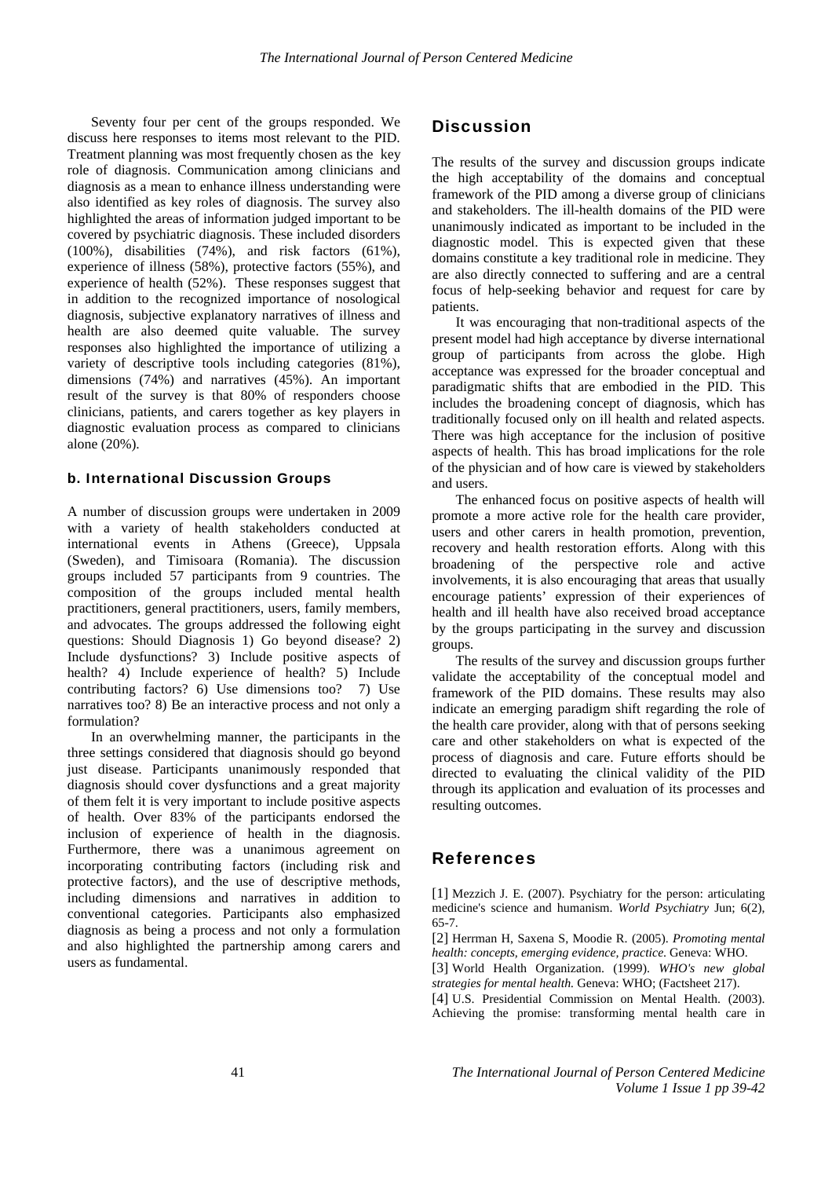Seventy four per cent of the groups responded. We discuss here responses to items most relevant to the PID. Treatment planning was most frequently chosen as the key role of diagnosis. Communication among clinicians and diagnosis as a mean to enhance illness understanding were also identified as key roles of diagnosis. The survey also highlighted the areas of information judged important to be covered by psychiatric diagnosis. These included disorders (100%), disabilities (74%), and risk factors (61%), experience of illness (58%), protective factors (55%), and experience of health (52%). These responses suggest that in addition to the recognized importance of nosological diagnosis, subjective explanatory narratives of illness and health are also deemed quite valuable. The survey responses also highlighted the importance of utilizing a variety of descriptive tools including categories (81%), dimensions (74%) and narratives (45%). An important result of the survey is that 80% of responders choose clinicians, patients, and carers together as key players in diagnostic evaluation process as compared to clinicians alone (20%).

### b. International Discussion Groups

A number of discussion groups were undertaken in 2009 with a variety of health stakeholders conducted at international events in Athens (Greece), Uppsala (Sweden), and Timisoara (Romania). The discussion groups included 57 participants from 9 countries. The composition of the groups included mental health practitioners, general practitioners, users, family members, and advocates. The groups addressed the following eight questions: Should Diagnosis 1) Go beyond disease? 2) Include dysfunctions? 3) Include positive aspects of health? 4) Include experience of health? 5) Include contributing factors? 6) Use dimensions too? 7) Use narratives too? 8) Be an interactive process and not only a formulation?

In an overwhelming manner, the participants in the three settings considered that diagnosis should go beyond just disease. Participants unanimously responded that diagnosis should cover dysfunctions and a great majority of them felt it is very important to include positive aspects of health. Over 83% of the participants endorsed the inclusion of experience of health in the diagnosis. Furthermore, there was a unanimous agreement on incorporating contributing factors (including risk and protective factors), and the use of descriptive methods, including dimensions and narratives in addition to conventional categories. Participants also emphasized diagnosis as being a process and not only a formulation and also highlighted the partnership among carers and users as fundamental.

## Discussion

The results of the survey and discussion groups indicate the high acceptability of the domains and conceptual framework of the PID among a diverse group of clinicians and stakeholders. The ill-health domains of the PID were unanimously indicated as important to be included in the diagnostic model. This is expected given that these domains constitute a key traditional role in medicine. They are also directly connected to suffering and are a central focus of help-seeking behavior and request for care by patients.

It was encouraging that non-traditional aspects of the present model had high acceptance by diverse international group of participants from across the globe. High acceptance was expressed for the broader conceptual and paradigmatic shifts that are embodied in the PID. This includes the broadening concept of diagnosis, which has traditionally focused only on ill health and related aspects. There was high acceptance for the inclusion of positive aspects of health. This has broad implications for the role of the physician and of how care is viewed by stakeholders and users.

The enhanced focus on positive aspects of health will promote a more active role for the health care provider, users and other carers in health promotion, prevention, recovery and health restoration efforts. Along with this broadening of the perspective role and active involvements, it is also encouraging that areas that usually encourage patients' expression of their experiences of health and ill health have also received broad acceptance by the groups participating in the survey and discussion groups.

The results of the survey and discussion groups further validate the acceptability of the conceptual model and framework of the PID domains. These results may also indicate an emerging paradigm shift regarding the role of the health care provider, along with that of persons seeking care and other stakeholders on what is expected of the process of diagnosis and care. Future efforts should be directed to evaluating the clinical validity of the PID through its application and evaluation of its processes and resulting outcomes.

## References

[1] Mezzich J. E. (2007). Psychiatry for the person: articulating medicine's science and humanism. *World Psychiatry* Jun; 6(2), 65-7.

[2] Herrman H, Saxena S, Moodie R. (2005). *Promoting mental health: concepts, emerging evidence, practice.* Geneva: WHO.

[3] World Health Organization. (1999). *WHO's new global strategies for mental health.* Geneva: WHO; (Factsheet 217).

[4] U.S. Presidential Commission on Mental Health. (2003). Achieving the promise: transforming mental health care in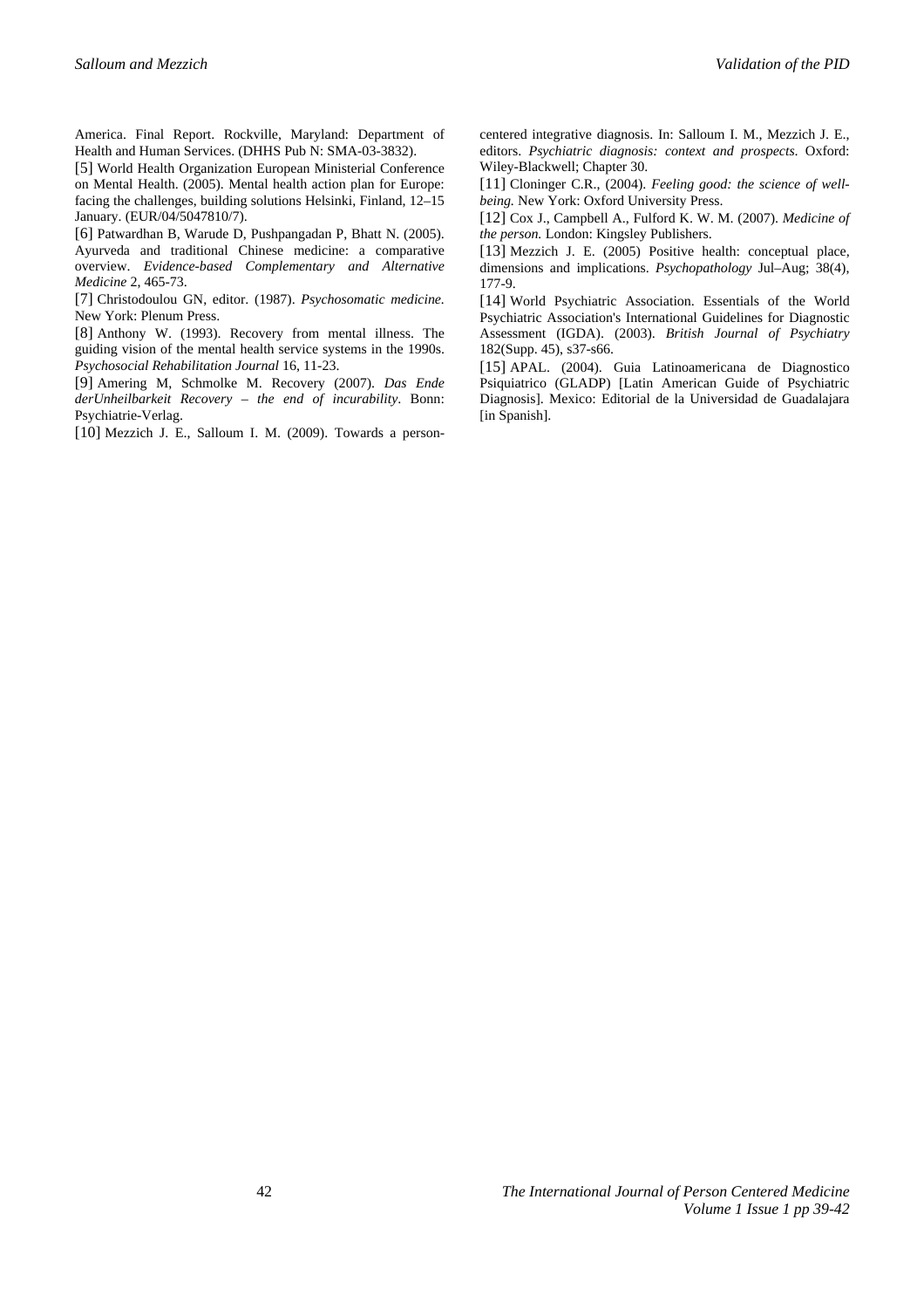America. Final Report. Rockville, Maryland: Department of Health and Human Services. (DHHS Pub N: SMA-03-3832).

[5] World Health Organization European Ministerial Conference on Mental Health. (2005). Mental health action plan for Europe: facing the challenges, building solutions Helsinki, Finland, 12–15 January. (EUR/04/5047810/7).

[6] Patwardhan B, Warude D, Pushpangadan P, Bhatt N. (2005). Ayurveda and traditional Chinese medicine: a comparative overview. *Evidence-based Complementary and Alternative Medicine* 2, 465-73.

[7] Christodoulou GN, editor. (1987). *Psychosomatic medicine.* New York: Plenum Press.

[8] Anthony W. (1993). Recovery from mental illness. The guiding vision of the mental health service systems in the 1990s. *Psychosocial Rehabilitation Journal* 16, 11-23.

[9] Amering M, Schmolke M. Recovery (2007). *Das Ende derUnheilbarkeit Recovery – the end of incurability*. Bonn: Psychiatrie-Verlag.

[10] Mezzich J. E., Salloum I. M. (2009). Towards a person-centered integrative diagnosis. In: Salloum I. M., Mezzich J. E., editors. *Psychiatric diagnosis: context and prospects.* Oxford: Wiley-Blackwell; Chapter 30.

[11] Cloninger C.R., (2004). *Feeling good: the science of well-being.* New York: Oxford University Press.

[12] Cox J., Campbell A., Fulford K. W. M. (2007). *Medicine of the person.* London: Kingsley Publishers.

[13] Mezzich J. E. (2005) Positive health: conceptual place, dimensions and implications. *Psychopathology* Jul–Aug; 38(4), 177-9.

[14] World Psychiatric Association. Essentials of the World Psychiatric Association's International Guidelines for Diagnostic Assessment (IGDA). (2003). *British Journal of Psychiatry* 182(Supp. 45), s37-s66.

[15] APAL. (2004). Guia Latinoamericana de Diagnostico Psiquiatrico (GLADP) [Latin American Guide of Psychiatric Diagnosis]. Mexico: Editorial de la Universidad de Guadalajara [in Spanish].